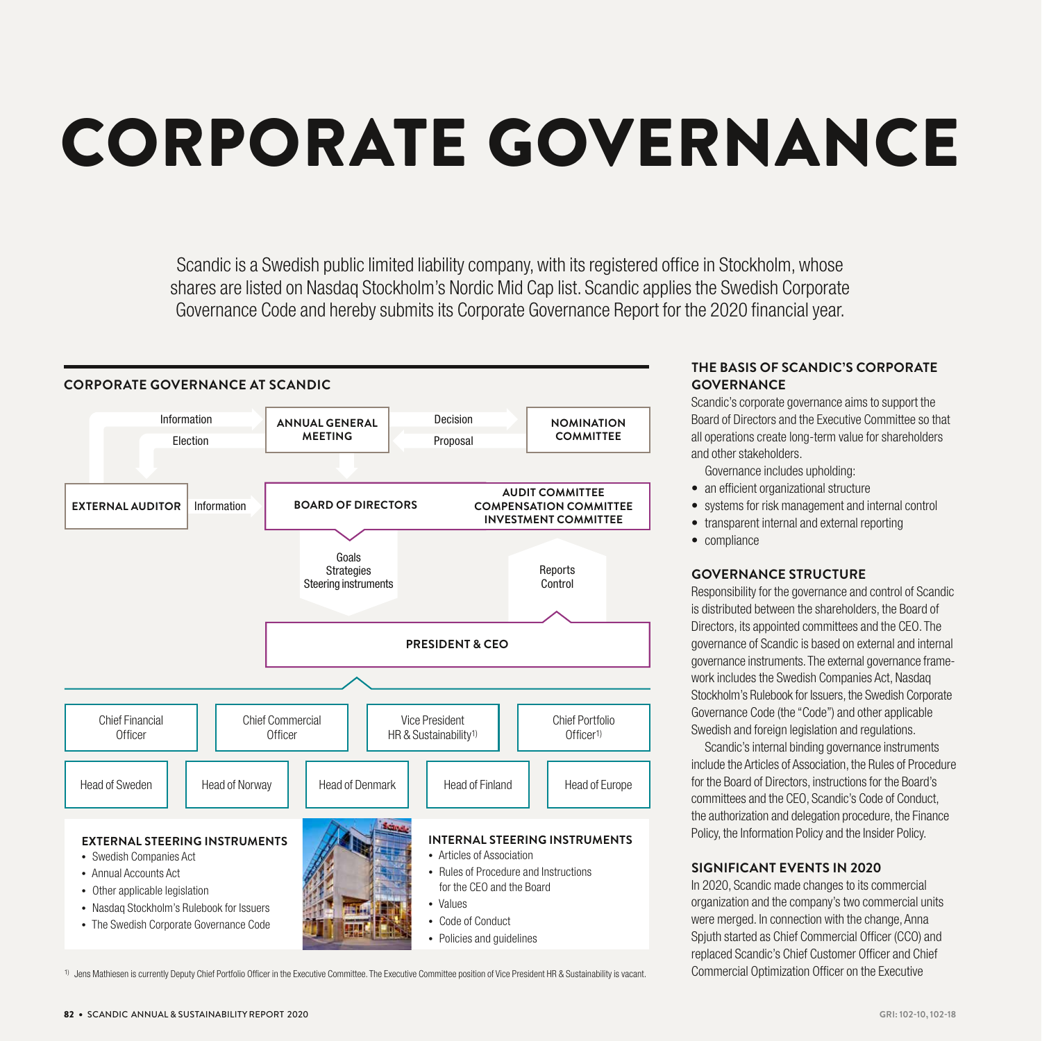# CORPORATE GOVERNANCE

Scandic is a Swedish public limited liability company, with its registered office in Stockholm, whose shares are listed on Nasdaq Stockholm's Nordic Mid Cap list. Scandic applies the Swedish Corporate Governance Code and hereby submits its Corporate Governance Report for the 2020 financial year.

## CORPORATE GOVERNANCE AT SCANDIC

**ANNUAL GENERAL MEETING**
- Information / Election (External Auditor)
- Decision / Proposal (Nomination Committee)

**NOMINATION COMMITTEE**

**EXTERNAL AUDITOR** — Information

**BOARD OF DIRECTORS**
- AUDIT COMMITTEE
- COMPENSATION COMMITTEE
- INVESTMENT COMMITTEE

Goals, Strategies, Steering instruments — Reports, Control

**PRESIDENT & CEO**

- Chief Financial Officer
- Chief Commercial Officer
- Vice President HR & Sustainability[1]
- Chief Portfolio Officer[1]
- Head of Sweden
- Head of Norway
- Head of Denmark
- Head of Finland
- Head of Europe

### EXTERNAL STEERING INSTRUMENTS

- Swedish Companies Act
- Annual Accounts Act
- Other applicable legislation
- Nasdaq Stockholm's Rulebook for Issuers
- The Swedish Corporate Governance Code

### INTERNAL STEERING INSTRUMENTS

- Articles of Association
- Rules of Procedure and Instructions for the CEO and the Board
- Values
- Code of Conduct
- Policies and guidelines

[1] Jens Mathiesen is currently Deputy Chief Portfolio Officer in the Executive Committee. The Executive Committee position of Vice President HR & Sustainability is vacant.

## THE BASIS OF SCANDIC'S CORPORATE GOVERNANCE

Scandic's corporate governance aims to support the Board of Directors and the Executive Committee so that all operations create long-term value for shareholders and other stakeholders.

Governance includes upholding:

- an efficient organizational structure
- systems for risk management and internal control
- transparent internal and external reporting
- compliance

## GOVERNANCE STRUCTURE

Responsibility for the governance and control of Scandic is distributed between the shareholders, the Board of Directors, its appointed committees and the CEO. The governance of Scandic is based on external and internal governance instruments. The external governance framework includes the Swedish Companies Act, Nasdaq Stockholm's Rulebook for Issuers, the Swedish Corporate Governance Code (the "Code") and other applicable Swedish and foreign legislation and regulations.

Scandic's internal binding governance instruments include the Articles of Association, the Rules of Procedure for the Board of Directors, instructions for the Board's committees and the CEO, Scandic's Code of Conduct, the authorization and delegation procedure, the Finance Policy, the Information Policy and the Insider Policy.

## SIGNIFICANT EVENTS IN 2020

In 2020, Scandic made changes to its commercial organization and the company's two commercial units were merged. In connection with the change, Anna Spjuth started as Chief Commercial Officer (CCO) and replaced Scandic's Chief Customer Officer and Chief Commercial Optimization Officer on the Executive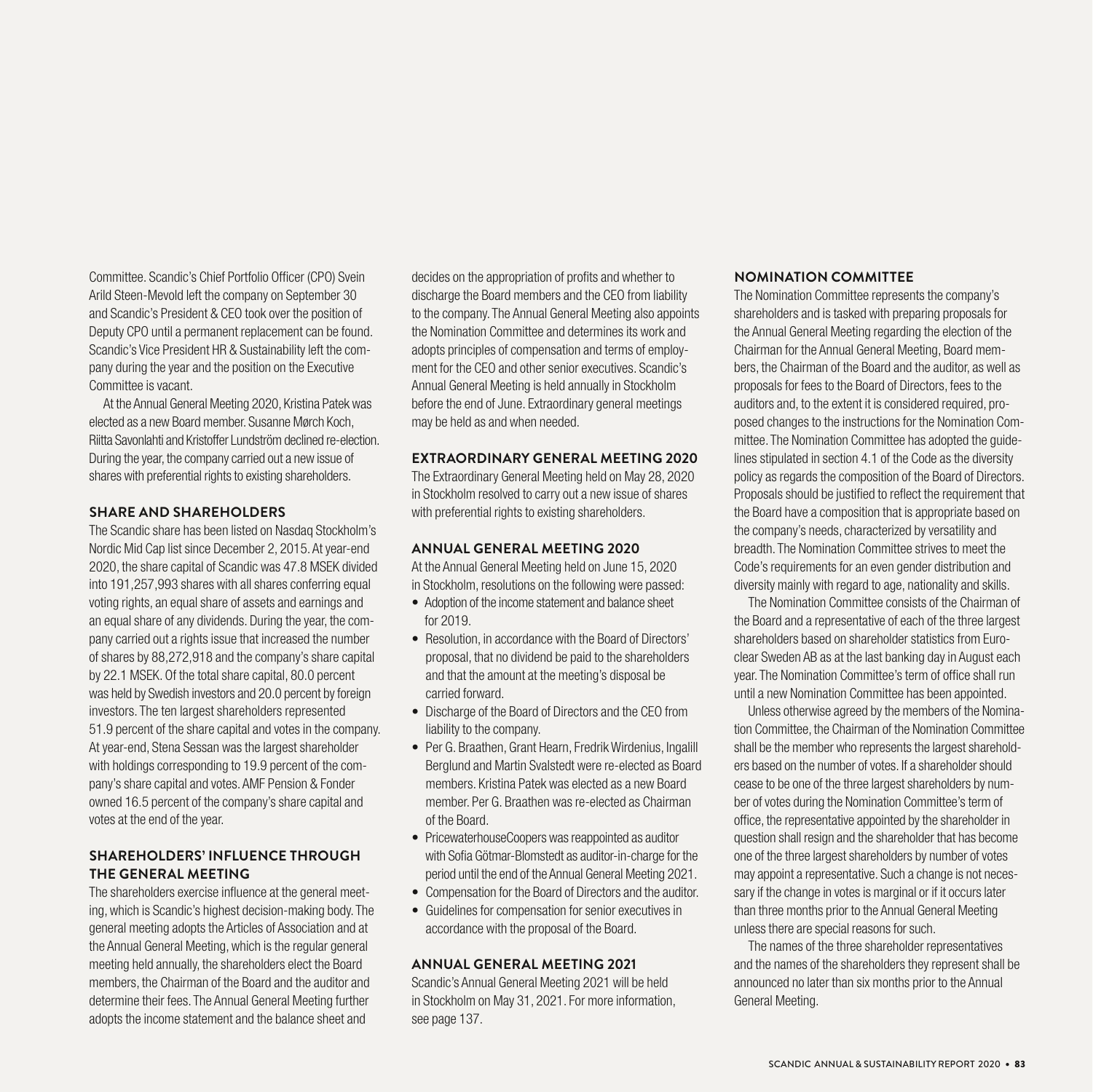Committee. Scandic's Chief Portfolio Officer (CPO) Svein Arild Steen-Mevold left the company on September 30 and Scandic's President & CEO took over the position of Deputy CPO until a permanent replacement can be found. Scandic's Vice President HR & Sustainability left the company during the year and the position on the Executive Committee is vacant.

At the Annual General Meeting 2020, Kristina Patek was elected as a new Board member. Susanne Mørch Koch, Riitta Savonlahti and Kristoffer Lundström declined re-election. During the year, the company carried out a new issue of shares with preferential rights to existing shareholders.

### SHARE AND SHAREHOLDERS

The Scandic share has been listed on Nasdaq Stockholm's Nordic Mid Cap list since December 2, 2015. At year-end 2020, the share capital of Scandic was 47.8 MSEK divided into 191,257,993 shares with all shares conferring equal voting rights, an equal share of assets and earnings and an equal share of any dividends. During the year, the company carried out a rights issue that increased the number of shares by 88,272,918 and the company's share capital by 22.1 MSEK. Of the total share capital, 80.0 percent was held by Swedish investors and 20.0 percent by foreign investors. The ten largest shareholders represented 51.9 percent of the share capital and votes in the company. At year-end, Stena Sessan was the largest shareholder with holdings corresponding to 19.9 percent of the company's share capital and votes. AMF Pension & Fonder owned 16.5 percent of the company's share capital and votes at the end of the year.

### SHAREHOLDERS' INFLUENCE THROUGH THE GENERAL MEETING

The shareholders exercise influence at the general meeting, which is Scandic's highest decision-making body. The general meeting adopts the Articles of Association and at the Annual General Meeting, which is the regular general meeting held annually, the shareholders elect the Board members, the Chairman of the Board and the auditor and determine their fees. The Annual General Meeting further adopts the income statement and the balance sheet and decides on the appropriation of profits and whether to discharge the Board members and the CEO from liability to the company. The Annual General Meeting also appoints the Nomination Committee and determines its work and adopts principles of compensation and terms of employment for the CEO and other senior executives. Scandic's Annual General Meeting is held annually in Stockholm before the end of June. Extraordinary general meetings may be held as and when needed.

### EXTRAORDINARY GENERAL MEETING 2020

The Extraordinary General Meeting held on May 28, 2020 in Stockholm resolved to carry out a new issue of shares with preferential rights to existing shareholders.

### ANNUAL GENERAL MEETING 2020

At the Annual General Meeting held on June 15, 2020 in Stockholm, resolutions on the following were passed:

- Adoption of the income statement and balance sheet for 2019.
- Resolution, in accordance with the Board of Directors' proposal, that no dividend be paid to the shareholders and that the amount at the meeting's disposal be carried forward.
- Discharge of the Board of Directors and the CEO from liability to the company.
- Per G. Braathen, Grant Hearn, Fredrik Wirdenius, Ingalill Berglund and Martin Svalstedt were re-elected as Board members. Kristina Patek was elected as a new Board member. Per G. Braathen was re-elected as Chairman of the Board.
- PricewaterhouseCoopers was reappointed as auditor with Sofia Götmar-Blomstedt as auditor-in-charge for the period until the end of the Annual General Meeting 2021.
- Compensation for the Board of Directors and the auditor.
- Guidelines for compensation for senior executives in accordance with the proposal of the Board.

### ANNUAL GENERAL MEETING 2021

Scandic's Annual General Meeting 2021 will be held in Stockholm on May 31, 2021. For more information, see page 137.

### NOMINATION COMMITTEE

The Nomination Committee represents the company's shareholders and is tasked with preparing proposals for the Annual General Meeting regarding the election of the Chairman for the Annual General Meeting, Board members, the Chairman of the Board and the auditor, as well as proposals for fees to the Board of Directors, fees to the auditors and, to the extent it is considered required, proposed changes to the instructions for the Nomination Committee. The Nomination Committee has adopted the guidelines stipulated in section 4.1 of the Code as the diversity policy as regards the composition of the Board of Directors. Proposals should be justified to reflect the requirement that the Board have a composition that is appropriate based on the company's needs, characterized by versatility and breadth. The Nomination Committee strives to meet the Code's requirements for an even gender distribution and diversity mainly with regard to age, nationality and skills.

The Nomination Committee consists of the Chairman of the Board and a representative of each of the three largest shareholders based on shareholder statistics from Euroclear Sweden AB as at the last banking day in August each year. The Nomination Committee's term of office shall run until a new Nomination Committee has been appointed.

Unless otherwise agreed by the members of the Nomination Committee, the Chairman of the Nomination Committee shall be the member who represents the largest shareholders based on the number of votes. If a shareholder should cease to be one of the three largest shareholders by number of votes during the Nomination Committee's term of office, the representative appointed by the shareholder in question shall resign and the shareholder that has become one of the three largest shareholders by number of votes may appoint a representative. Such a change is not necessary if the change in votes is marginal or if it occurs later than three months prior to the Annual General Meeting unless there are special reasons for such.

The names of the three shareholder representatives and the names of the shareholders they represent shall be announced no later than six months prior to the Annual General Meeting.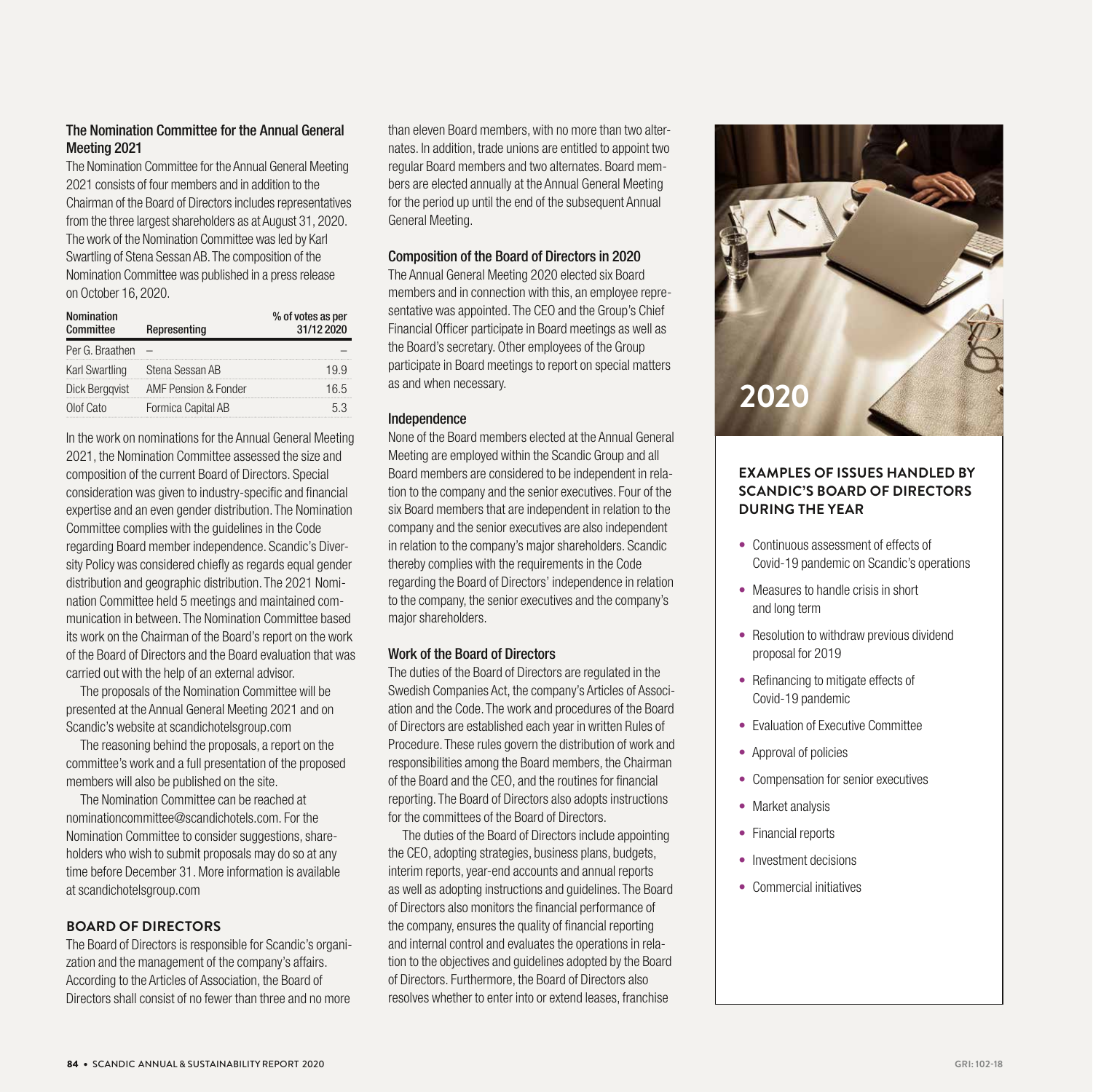### The Nomination Committee for the Annual General Meeting 2021

The Nomination Committee for the Annual General Meeting 2021 consists of four members and in addition to the Chairman of the Board of Directors includes representatives from the three largest shareholders as at August 31, 2020. The work of the Nomination Committee was led by Karl Swartling of Stena Sessan AB. The composition of the Nomination Committee was published in a press release on October 16, 2020.

| Nomination Committee | Representing | % of votes as per 31/12 2020 |
|---|---|---|
| Per G. Braathen | – | – |
| Karl Swartling | Stena Sessan AB | 19.9 |
| Dick Bergqvist | AMF Pension & Fonder | 16.5 |
| Olof Cato | Formica Capital AB | 5.3 |

In the work on nominations for the Annual General Meeting 2021, the Nomination Committee assessed the size and composition of the current Board of Directors. Special consideration was given to industry-specific and financial expertise and an even gender distribution. The Nomination Committee complies with the guidelines in the Code regarding Board member independence. Scandic's Diversity Policy was considered chiefly as regards equal gender distribution and geographic distribution. The 2021 Nomination Committee held 5 meetings and maintained communication in between. The Nomination Committee based its work on the Chairman of the Board's report on the work of the Board of Directors and the Board evaluation that was carried out with the help of an external advisor.

The proposals of the Nomination Committee will be presented at the Annual General Meeting 2021 and on Scandic's website at scandichotelsgroup.com

The reasoning behind the proposals, a report on the committee's work and a full presentation of the proposed members will also be published on the site.

The Nomination Committee can be reached at nominationcommittee@scandichotels.com. For the Nomination Committee to consider suggestions, shareholders who wish to submit proposals may do so at any time before December 31. More information is available at scandichotelsgroup.com

## BOARD OF DIRECTORS

The Board of Directors is responsible for Scandic's organization and the management of the company's affairs. According to the Articles of Association, the Board of Directors shall consist of no fewer than three and no more than eleven Board members, with no more than two alternates. In addition, trade unions are entitled to appoint two regular Board members and two alternates. Board members are elected annually at the Annual General Meeting for the period up until the end of the subsequent Annual General Meeting.

### Composition of the Board of Directors in 2020

The Annual General Meeting 2020 elected six Board members and in connection with this, an employee representative was appointed. The CEO and the Group's Chief Financial Officer participate in Board meetings as well as the Board's secretary. Other employees of the Group participate in Board meetings to report on special matters as and when necessary.

### Independence

None of the Board members elected at the Annual General Meeting are employed within the Scandic Group and all Board members are considered to be independent in relation to the company and the senior executives. Four of the six Board members that are independent in relation to the company and the senior executives are also independent in relation to the company's major shareholders. Scandic thereby complies with the requirements in the Code regarding the Board of Directors' independence in relation to the company, the senior executives and the company's major shareholders.

### Work of the Board of Directors

The duties of the Board of Directors are regulated in the Swedish Companies Act, the company's Articles of Association and the Code. The work and procedures of the Board of Directors are established each year in written Rules of Procedure. These rules govern the distribution of work and responsibilities among the Board members, the Chairman of the Board and the CEO, and the routines for financial reporting. The Board of Directors also adopts instructions for the committees of the Board of Directors.

The duties of the Board of Directors include appointing the CEO, adopting strategies, business plans, budgets, interim reports, year-end accounts and annual reports as well as adopting instructions and guidelines. The Board of Directors also monitors the financial performance of the company, ensures the quality of financial reporting and internal control and evaluates the operations in relation to the objectives and guidelines adopted by the Board of Directors. Furthermore, the Board of Directors also resolves whether to enter into or extend leases, franchise

2020

### EXAMPLES OF ISSUES HANDLED BY SCANDIC'S BOARD OF DIRECTORS DURING THE YEAR

- Continuous assessment of effects of Covid-19 pandemic on Scandic's operations
- Measures to handle crisis in short and long term
- Resolution to withdraw previous dividend proposal for 2019
- Refinancing to mitigate effects of Covid-19 pandemic
- Evaluation of Executive Committee
- Approval of policies
- Compensation for senior executives
- Market analysis
- Financial reports
- Investment decisions
- Commercial initiatives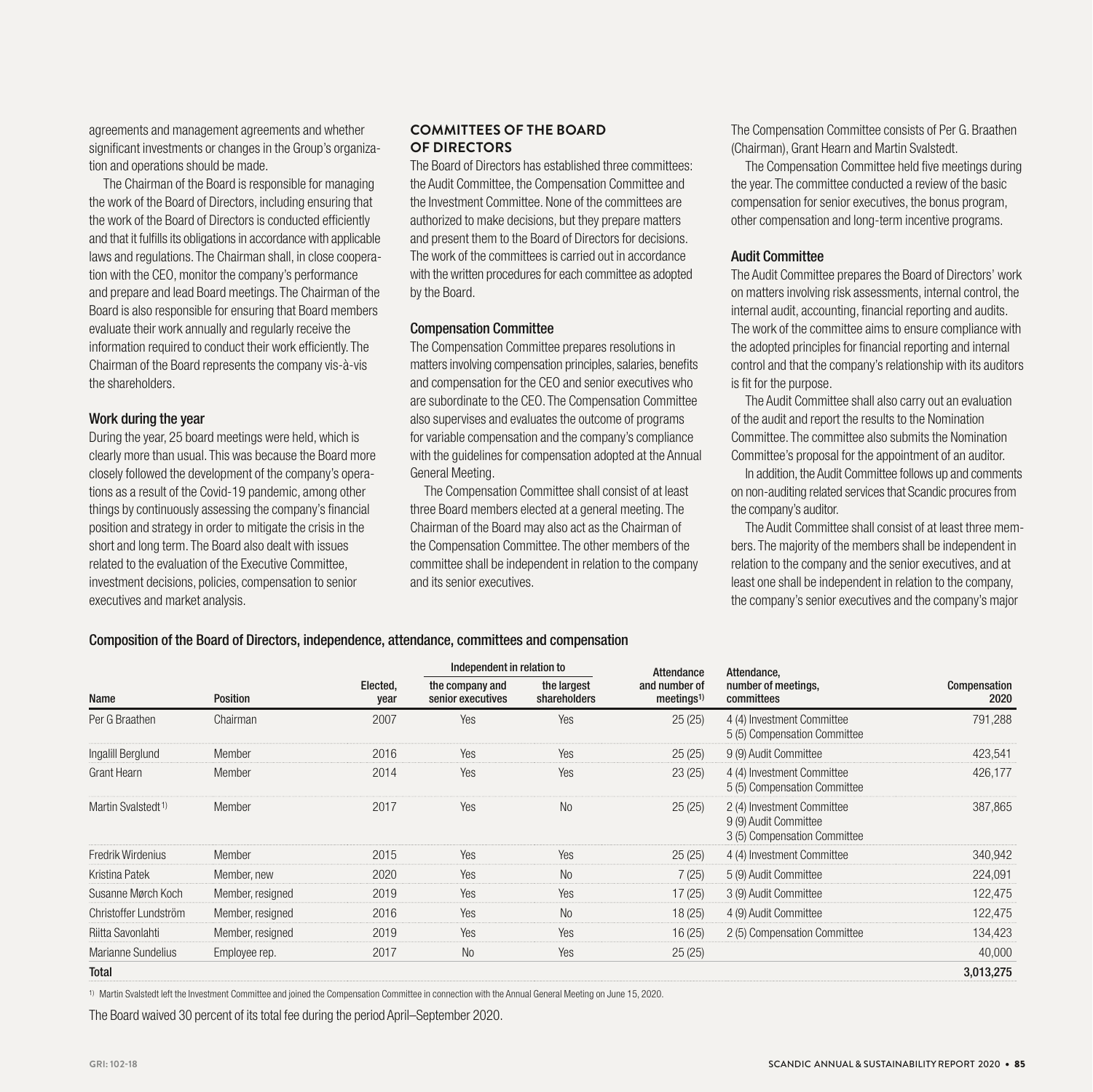agreements and management agreements and whether significant investments or changes in the Group's organization and operations should be made.

The Chairman of the Board is responsible for managing the work of the Board of Directors, including ensuring that the work of the Board of Directors is conducted efficiently and that it fulfills its obligations in accordance with applicable laws and regulations. The Chairman shall, in close cooperation with the CEO, monitor the company's performance and prepare and lead Board meetings. The Chairman of the Board is also responsible for ensuring that Board members evaluate their work annually and regularly receive the information required to conduct their work efficiently. The Chairman of the Board represents the company vis-à-vis the shareholders.

### Work during the year

During the year, 25 board meetings were held, which is clearly more than usual. This was because the Board more closely followed the development of the company's operations as a result of the Covid-19 pandemic, among other things by continuously assessing the company's financial position and strategy in order to mitigate the crisis in the short and long term. The Board also dealt with issues related to the evaluation of the Executive Committee, investment decisions, policies, compensation to senior executives and market analysis.

## COMMITTEES OF THE BOARD OF DIRECTORS

The Board of Directors has established three committees: the Audit Committee, the Compensation Committee and the Investment Committee. None of the committees are authorized to make decisions, but they prepare matters and present them to the Board of Directors for decisions. The work of the committees is carried out in accordance with the written procedures for each committee as adopted by the Board.

### Compensation Committee

The Compensation Committee prepares resolutions in matters involving compensation principles, salaries, benefits and compensation for the CEO and senior executives who are subordinate to the CEO. The Compensation Committee also supervises and evaluates the outcome of programs for variable compensation and the company's compliance with the guidelines for compensation adopted at the Annual General Meeting.

The Compensation Committee shall consist of at least three Board members elected at a general meeting. The Chairman of the Board may also act as the Chairman of the Compensation Committee. The other members of the committee shall be independent in relation to the company and its senior executives.

The Compensation Committee consists of Per G. Braathen (Chairman), Grant Hearn and Martin Svalstedt.

The Compensation Committee held five meetings during the year. The committee conducted a review of the basic compensation for senior executives, the bonus program, other compensation and long-term incentive programs.

### Audit Committee

The Audit Committee prepares the Board of Directors' work on matters involving risk assessments, internal control, the internal audit, accounting, financial reporting and audits. The work of the committee aims to ensure compliance with the adopted principles for financial reporting and internal control and that the company's relationship with its auditors is fit for the purpose.

The Audit Committee shall also carry out an evaluation of the audit and report the results to the Nomination Committee. The committee also submits the Nomination Committee's proposal for the appointment of an auditor.

In addition, the Audit Committee follows up and comments on non-auditing related services that Scandic procures from the company's auditor.

The Audit Committee shall consist of at least three members. The majority of the members shall be independent in relation to the company and the senior executives, and at least one shall be independent in relation to the company, the company's senior executives and the company's major

### Composition of the Board of Directors, independence, attendance, committees and compensation

| Name | Position | Elected, year | Independent in relation to the company and senior executives | Independent in relation to the largest shareholders | Attendance and number of meetings[1] | Attendance, number of meetings, committees | Compensation 2020 |
|---|---|---|---|---|---|---|---|
| Per G Braathen | Chairman | 2007 | Yes | Yes | 25 (25) | 4 (4) Investment Committee<br>5 (5) Compensation Committee | 791,288 |
| Ingalill Berglund | Member | 2016 | Yes | Yes | 25 (25) | 9 (9) Audit Committee | 423,541 |
| Grant Hearn | Member | 2014 | Yes | Yes | 23 (25) | 4 (4) Investment Committee<br>5 (5) Compensation Committee | 426,177 |
| Martin Svalstedt[1] | Member | 2017 | Yes | No | 25 (25) | 2 (4) Investment Committee<br>9 (9) Audit Committee<br>3 (5) Compensation Committee | 387,865 |
| Fredrik Wirdenius | Member | 2015 | Yes | Yes | 25 (25) | 4 (4) Investment Committee | 340,942 |
| Kristina Patek | Member, new | 2020 | Yes | No | 7 (25) | 5 (9) Audit Committee | 224,091 |
| Susanne Mørch Koch | Member, resigned | 2019 | Yes | Yes | 17 (25) | 3 (9) Audit Committee | 122,475 |
| Christoffer Lundström | Member, resigned | 2016 | Yes | No | 18 (25) | 4 (9) Audit Committee | 122,475 |
| Riitta Savonlahti | Member, resigned | 2019 | Yes | Yes | 16 (25) | 2 (5) Compensation Committee | 134,423 |
| Marianne Sundelius | Employee rep. | 2017 | No | Yes | 25 (25) | | 40,000 |
| **Total** | | | | | | | **3,013,275** |

1) Martin Svalstedt left the Investment Committee and joined the Compensation Committee in connection with the Annual General Meeting on June 15, 2020.

The Board waived 30 percent of its total fee during the period April–September 2020.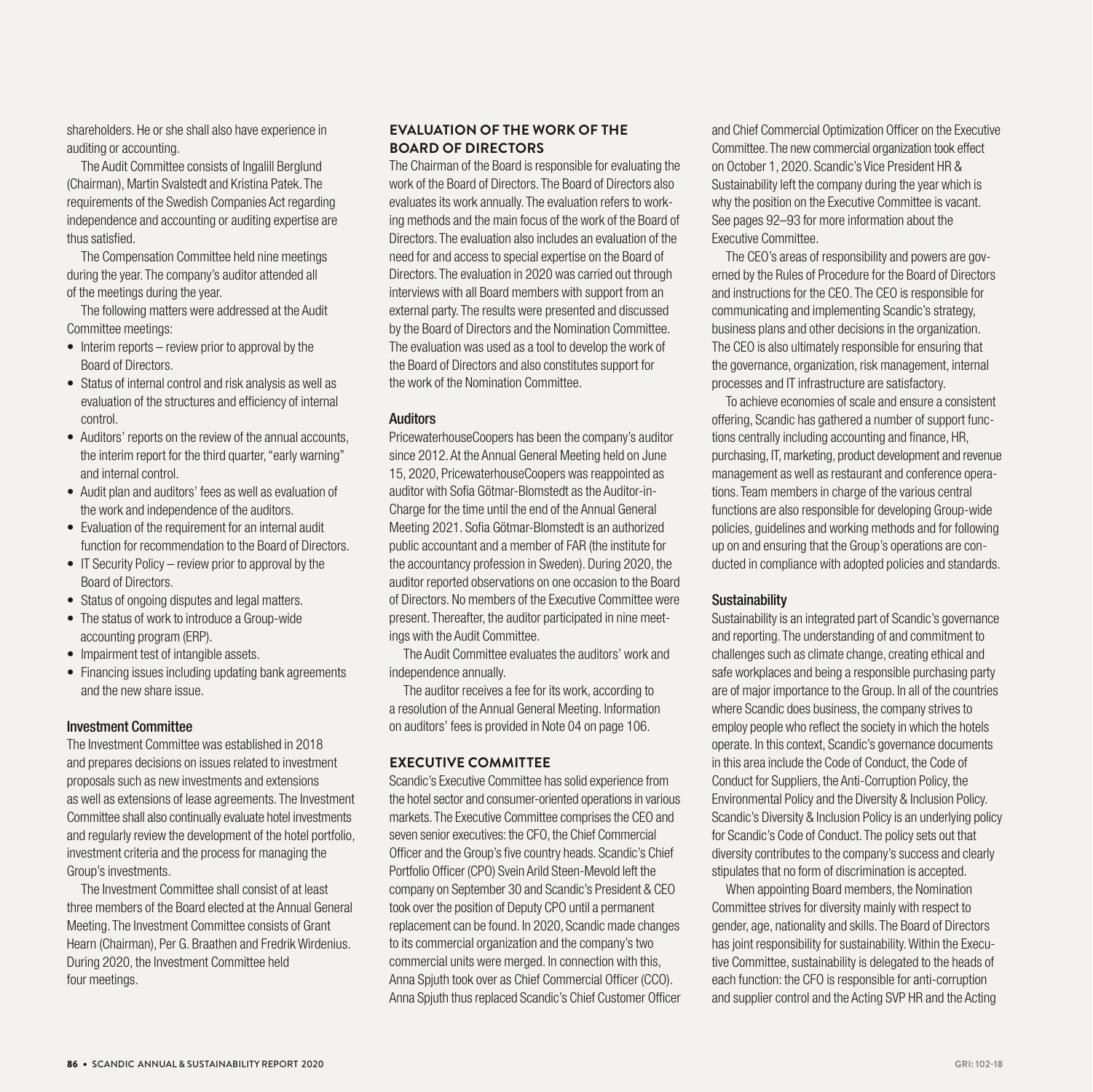shareholders. He or she shall also have experience in auditing or accounting.

The Audit Committee consists of Ingalill Berglund (Chairman), Martin Svalstedt and Kristina Patek. The requirements of the Swedish Companies Act regarding independence and accounting or auditing expertise are thus satisfied.

The Compensation Committee held nine meetings during the year. The company's auditor attended all of the meetings during the year.

The following matters were addressed at the Audit Committee meetings:

- Interim reports – review prior to approval by the Board of Directors.
- Status of internal control and risk analysis as well as evaluation of the structures and efficiency of internal control.
- Auditors' reports on the review of the annual accounts, the interim report for the third quarter, "early warning" and internal control.
- Audit plan and auditors' fees as well as evaluation of the work and independence of the auditors.
- Evaluation of the requirement for an internal audit function for recommendation to the Board of Directors.
- IT Security Policy – review prior to approval by the Board of Directors.
- Status of ongoing disputes and legal matters.
- The status of work to introduce a Group-wide accounting program (ERP).
- Impairment test of intangible assets.
- Financing issues including updating bank agreements and the new share issue.

### Investment Committee

The Investment Committee was established in 2018 and prepares decisions on issues related to investment proposals such as new investments and extensions as well as extensions of lease agreements. The Investment Committee shall also continually evaluate hotel investments and regularly review the development of the hotel portfolio, investment criteria and the process for managing the Group's investments.

The Investment Committee shall consist of at least three members of the Board elected at the Annual General Meeting. The Investment Committee consists of Grant Hearn (Chairman), Per G. Braathen and Fredrik Wirdenius. During 2020, the Investment Committee held four meetings.

## EVALUATION OF THE WORK OF THE BOARD OF DIRECTORS

The Chairman of the Board is responsible for evaluating the work of the Board of Directors. The Board of Directors also evaluates its work annually. The evaluation refers to working methods and the main focus of the work of the Board of Directors. The evaluation also includes an evaluation of the need for and access to special expertise on the Board of Directors. The evaluation in 2020 was carried out through interviews with all Board members with support from an external party. The results were presented and discussed by the Board of Directors and the Nomination Committee. The evaluation was used as a tool to develop the work of the Board of Directors and also constitutes support for the work of the Nomination Committee.

### Auditors

PricewaterhouseCoopers has been the company's auditor since 2012. At the Annual General Meeting held on June 15, 2020, PricewaterhouseCoopers was reappointed as auditor with Sofia Götmar-Blomstedt as the Auditor-in-Charge for the time until the end of the Annual General Meeting 2021. Sofia Götmar-Blomstedt is an authorized public accountant and a member of FAR (the institute for the accountancy profession in Sweden). During 2020, the auditor reported observations on one occasion to the Board of Directors. No members of the Executive Committee were present. Thereafter, the auditor participated in nine meetings with the Audit Committee.

The Audit Committee evaluates the auditors' work and independence annually.

The auditor receives a fee for its work, according to a resolution of the Annual General Meeting. Information on auditors' fees is provided in Note 04 on page 106.

## EXECUTIVE COMMITTEE

Scandic's Executive Committee has solid experience from the hotel sector and consumer-oriented operations in various markets. The Executive Committee comprises the CEO and seven senior executives: the CFO, the Chief Commercial Officer and the Group's five country heads. Scandic's Chief Portfolio Officer (CPO) Svein Arild Steen-Mevold left the company on September 30 and Scandic's President & CEO took over the position of Deputy CPO until a permanent replacement can be found. In 2020, Scandic made changes to its commercial organization and the company's two commercial units were merged. In connection with this, Anna Spjuth took over as Chief Commercial Officer (CCO). Anna Spjuth thus replaced Scandic's Chief Customer Officer and Chief Commercial Optimization Officer on the Executive Committee. The new commercial organization took effect on October 1, 2020. Scandic's Vice President HR & Sustainability left the company during the year which is why the position on the Executive Committee is vacant. See pages 92–93 for more information about the Executive Committee.

The CEO's areas of responsibility and powers are governed by the Rules of Procedure for the Board of Directors and instructions for the CEO. The CEO is responsible for communicating and implementing Scandic's strategy, business plans and other decisions in the organization. The CEO is also ultimately responsible for ensuring that the governance, organization, risk management, internal processes and IT infrastructure are satisfactory.

To achieve economies of scale and ensure a consistent offering, Scandic has gathered a number of support functions centrally including accounting and finance, HR, purchasing, IT, marketing, product development and revenue management as well as restaurant and conference operations. Team members in charge of the various central functions are also responsible for developing Group-wide policies, guidelines and working methods and for following up on and ensuring that the Group's operations are conducted in compliance with adopted policies and standards.

### Sustainability

Sustainability is an integrated part of Scandic's governance and reporting. The understanding of and commitment to challenges such as climate change, creating ethical and safe workplaces and being a responsible purchasing party are of major importance to the Group. In all of the countries where Scandic does business, the company strives to employ people who reflect the society in which the hotels operate. In this context, Scandic's governance documents in this area include the Code of Conduct, the Code of Conduct for Suppliers, the Anti-Corruption Policy, the Environmental Policy and the Diversity & Inclusion Policy. Scandic's Diversity & Inclusion Policy is an underlying policy for Scandic's Code of Conduct. The policy sets out that diversity contributes to the company's success and clearly stipulates that no form of discrimination is accepted.

When appointing Board members, the Nomination Committee strives for diversity mainly with respect to gender, age, nationality and skills. The Board of Directors has joint responsibility for sustainability. Within the Executive Committee, sustainability is delegated to the heads of each function: the CFO is responsible for anti-corruption and supplier control and the Acting SVP HR and the Acting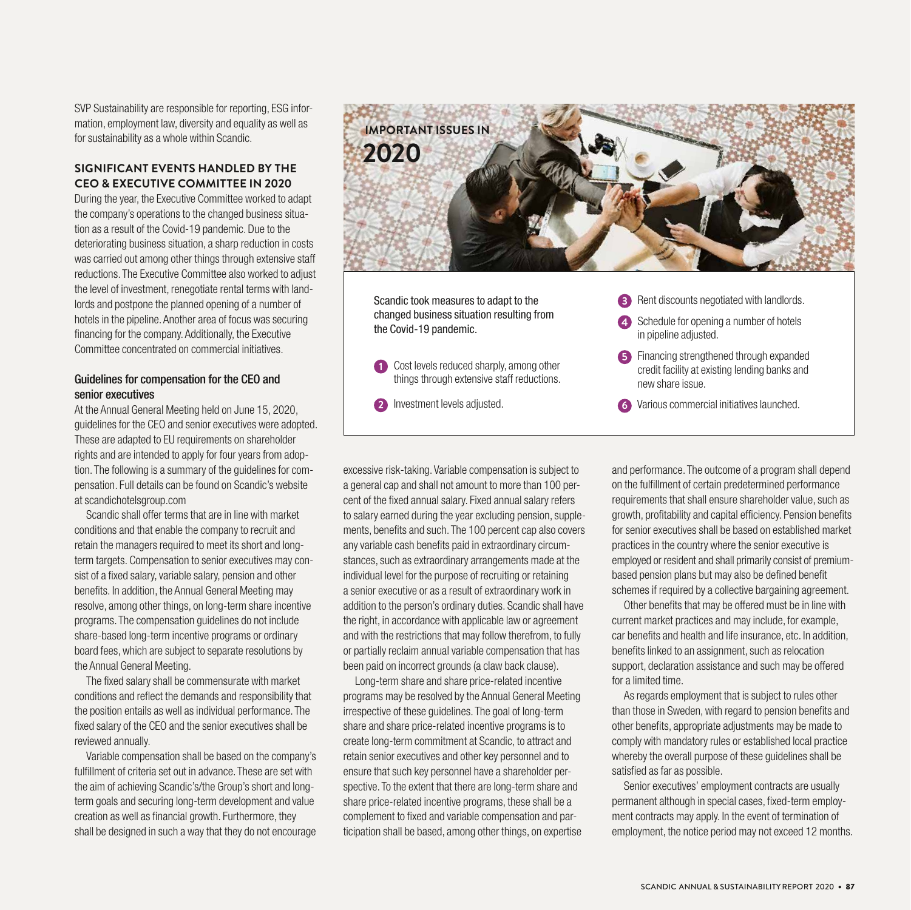SVP Sustainability are responsible for reporting, ESG information, employment law, diversity and equality as well as for sustainability as a whole within Scandic.

## SIGNIFICANT EVENTS HANDLED BY THE CEO & EXECUTIVE COMMITTEE IN 2020

During the year, the Executive Committee worked to adapt the company's operations to the changed business situation as a result of the Covid-19 pandemic. Due to the deteriorating business situation, a sharp reduction in costs was carried out among other things through extensive staff reductions. The Executive Committee also worked to adjust the level of investment, renegotiate rental terms with landlords and postpone the planned opening of a number of hotels in the pipeline. Another area of focus was securing financing for the company. Additionally, the Executive Committee concentrated on commercial initiatives.

### Guidelines for compensation for the CEO and senior executives

At the Annual General Meeting held on June 15, 2020, guidelines for the CEO and senior executives were adopted. These are adapted to EU requirements on shareholder rights and are intended to apply for four years from adoption. The following is a summary of the guidelines for compensation. Full details can be found on Scandic's website at scandichotelsgroup.com

Scandic shall offer terms that are in line with market conditions and that enable the company to recruit and retain the managers required to meet its short and long-term targets. Compensation to senior executives may consist of a fixed salary, variable salary, pension and other benefits. In addition, the Annual General Meeting may resolve, among other things, on long-term share incentive programs. The compensation guidelines do not include share-based long-term incentive programs or ordinary board fees, which are subject to separate resolutions by the Annual General Meeting.

The fixed salary shall be commensurate with market conditions and reflect the demands and responsibility that the position entails as well as individual performance. The fixed salary of the CEO and the senior executives shall be reviewed annually.

Variable compensation shall be based on the company's fulfillment of criteria set out in advance. These are set with the aim of achieving Scandic's/the Group's short and long-term goals and securing long-term development and value creation as well as financial growth. Furthermore, they shall be designed in such a way that they do not encourage excessive risk-taking. Variable compensation is subject to a general cap and shall not amount to more than 100 percent of the fixed annual salary. Fixed annual salary refers to salary earned during the year excluding pension, supplements, benefits and such. The 100 percent cap also covers any variable cash benefits paid in extraordinary circumstances, such as extraordinary arrangements made at the individual level for the purpose of recruiting or retaining a senior executive or as a result of extraordinary work in addition to the person's ordinary duties. Scandic shall have the right, in accordance with applicable law or agreement and with the restrictions that may follow therefrom, to fully or partially reclaim annual variable compensation that has been paid on incorrect grounds (a claw back clause).

Long-term share and share price-related incentive programs may be resolved by the Annual General Meeting irrespective of these guidelines. The goal of long-term share and share price-related incentive programs is to create long-term commitment at Scandic, to attract and retain senior executives and other key personnel and to ensure that such key personnel have a shareholder perspective. To the extent that there are long-term share and share price-related incentive programs, these shall be a complement to fixed and variable compensation and participation shall be based, among other things, on expertise and performance. The outcome of a program shall depend on the fulfillment of certain predetermined performance requirements that shall ensure shareholder value, such as growth, profitability and capital efficiency. Pension benefits for senior executives shall be based on established market practices in the country where the senior executive is employed or resident and shall primarily consist of premium-based pension plans but may also be defined benefit schemes if required by a collective bargaining agreement.

Other benefits that may be offered must be in line with current market practices and may include, for example, car benefits and health and life insurance, etc. In addition, benefits linked to an assignment, such as relocation support, declaration assistance and such may be offered for a limited time.

As regards employment that is subject to rules other than those in Sweden, with regard to pension benefits and other benefits, appropriate adjustments may be made to comply with mandatory rules or established local practice whereby the overall purpose of these guidelines shall be satisfied as far as possible.

Senior executives' employment contracts are usually permanent although in special cases, fixed-term employment contracts may apply. In the event of termination of employment, the notice period may not exceed 12 months.

## IMPORTANT ISSUES IN 2020

Scandic took measures to adapt to the changed business situation resulting from the Covid-19 pandemic.

1. Cost levels reduced sharply, among other things through extensive staff reductions.
2. Investment levels adjusted.
3. Rent discounts negotiated with landlords.
4. Schedule for opening a number of hotels in pipeline adjusted.
5. Financing strengthened through expanded credit facility at existing lending banks and new share issue.
6. Various commercial initiatives launched.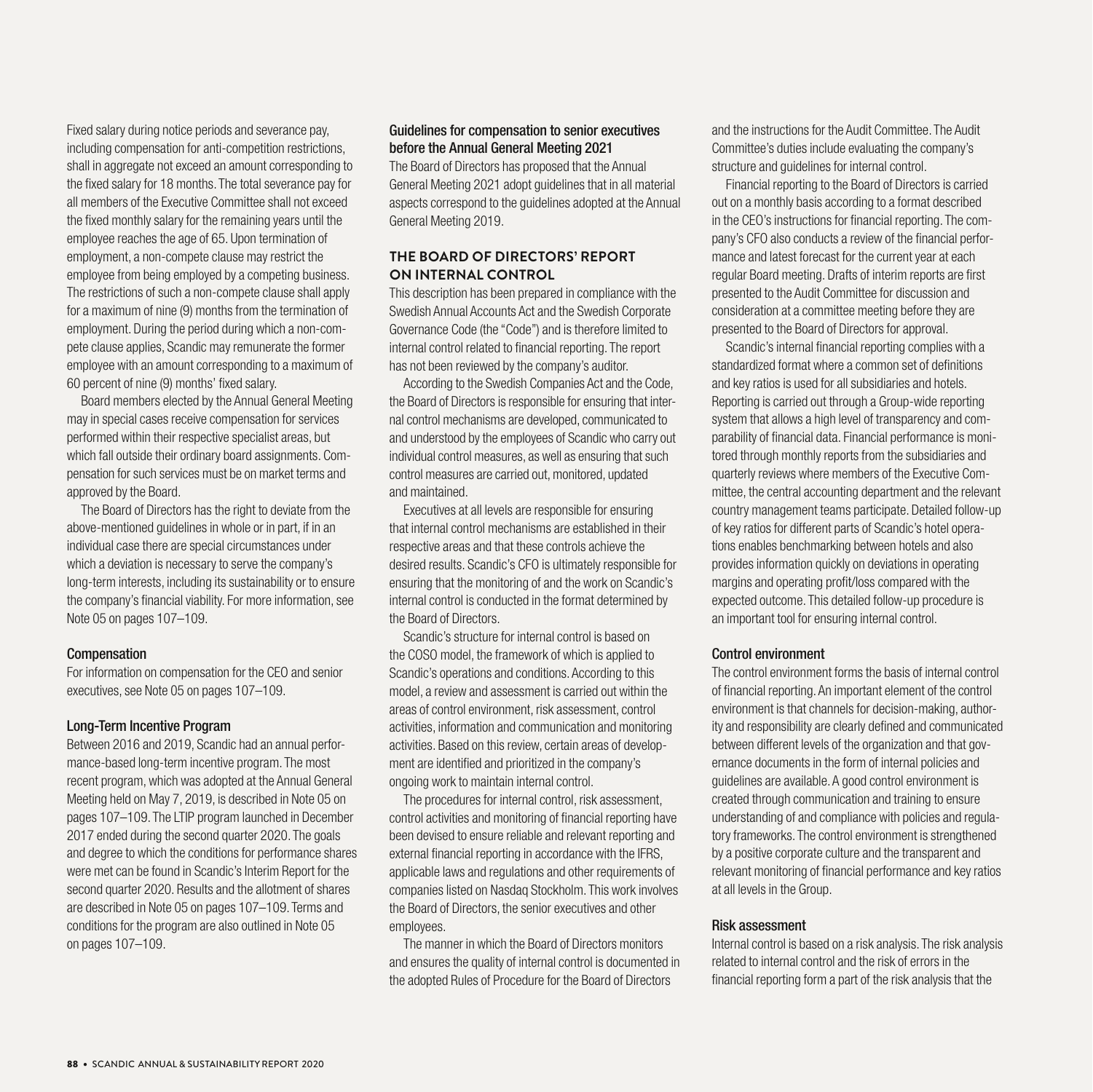Fixed salary during notice periods and severance pay, including compensation for anti-competition restrictions, shall in aggregate not exceed an amount corresponding to the fixed salary for 18 months. The total severance pay for all members of the Executive Committee shall not exceed the fixed monthly salary for the remaining years until the employee reaches the age of 65. Upon termination of employment, a non-compete clause may restrict the employee from being employed by a competing business. The restrictions of such a non-compete clause shall apply for a maximum of nine (9) months from the termination of employment. During the period during which a non-compete clause applies, Scandic may remunerate the former employee with an amount corresponding to a maximum of 60 percent of nine (9) months' fixed salary.

Board members elected by the Annual General Meeting may in special cases receive compensation for services performed within their respective specialist areas, but which fall outside their ordinary board assignments. Compensation for such services must be on market terms and approved by the Board.

The Board of Directors has the right to deviate from the above-mentioned guidelines in whole or in part, if in an individual case there are special circumstances under which a deviation is necessary to serve the company's long-term interests, including its sustainability or to ensure the company's financial viability. For more information, see Note 05 on pages 107–109.

#### Compensation

For information on compensation for the CEO and senior executives, see Note 05 on pages 107–109.

#### Long-Term Incentive Program

Between 2016 and 2019, Scandic had an annual performance-based long-term incentive program. The most recent program, which was adopted at the Annual General Meeting held on May 7, 2019, is described in Note 05 on pages 107–109. The LTIP program launched in December 2017 ended during the second quarter 2020. The goals and degree to which the conditions for performance shares were met can be found in Scandic's Interim Report for the second quarter 2020. Results and the allotment of shares are described in Note 05 on pages 107–109. Terms and conditions for the program are also outlined in Note 05 on pages 107–109.

#### Guidelines for compensation to senior executives before the Annual General Meeting 2021

The Board of Directors has proposed that the Annual General Meeting 2021 adopt guidelines that in all material aspects correspond to the guidelines adopted at the Annual General Meeting 2019.

### THE BOARD OF DIRECTORS' REPORT ON INTERNAL CONTROL

This description has been prepared in compliance with the Swedish Annual Accounts Act and the Swedish Corporate Governance Code (the "Code") and is therefore limited to internal control related to financial reporting. The report has not been reviewed by the company's auditor.

According to the Swedish Companies Act and the Code, the Board of Directors is responsible for ensuring that internal control mechanisms are developed, communicated to and understood by the employees of Scandic who carry out individual control measures, as well as ensuring that such control measures are carried out, monitored, updated and maintained.

Executives at all levels are responsible for ensuring that internal control mechanisms are established in their respective areas and that these controls achieve the desired results. Scandic's CFO is ultimately responsible for ensuring that the monitoring of and the work on Scandic's internal control is conducted in the format determined by the Board of Directors.

Scandic's structure for internal control is based on the COSO model, the framework of which is applied to Scandic's operations and conditions. According to this model, a review and assessment is carried out within the areas of control environment, risk assessment, control activities, information and communication and monitoring activities. Based on this review, certain areas of development are identified and prioritized in the company's ongoing work to maintain internal control.

The procedures for internal control, risk assessment, control activities and monitoring of financial reporting have been devised to ensure reliable and relevant reporting and external financial reporting in accordance with the IFRS, applicable laws and regulations and other requirements of companies listed on Nasdaq Stockholm. This work involves the Board of Directors, the senior executives and other employees.

The manner in which the Board of Directors monitors and ensures the quality of internal control is documented in the adopted Rules of Procedure for the Board of Directors and the instructions for the Audit Committee. The Audit Committee's duties include evaluating the company's structure and guidelines for internal control.

Financial reporting to the Board of Directors is carried out on a monthly basis according to a format described in the CEO's instructions for financial reporting. The company's CFO also conducts a review of the financial performance and latest forecast for the current year at each regular Board meeting. Drafts of interim reports are first presented to the Audit Committee for discussion and consideration at a committee meeting before they are presented to the Board of Directors for approval.

Scandic's internal financial reporting complies with a standardized format where a common set of definitions and key ratios is used for all subsidiaries and hotels. Reporting is carried out through a Group-wide reporting system that allows a high level of transparency and comparability of financial data. Financial performance is monitored through monthly reports from the subsidiaries and quarterly reviews where members of the Executive Committee, the central accounting department and the relevant country management teams participate. Detailed follow-up of key ratios for different parts of Scandic's hotel operations enables benchmarking between hotels and also provides information quickly on deviations in operating margins and operating profit/loss compared with the expected outcome. This detailed follow-up procedure is an important tool for ensuring internal control.

#### Control environment

The control environment forms the basis of internal control of financial reporting. An important element of the control environment is that channels for decision-making, authority and responsibility are clearly defined and communicated between different levels of the organization and that governance documents in the form of internal policies and guidelines are available. A good control environment is created through communication and training to ensure understanding of and compliance with policies and regulatory frameworks. The control environment is strengthened by a positive corporate culture and the transparent and relevant monitoring of financial performance and key ratios at all levels in the Group.

#### Risk assessment

Internal control is based on a risk analysis. The risk analysis related to internal control and the risk of errors in the financial reporting form a part of the risk analysis that the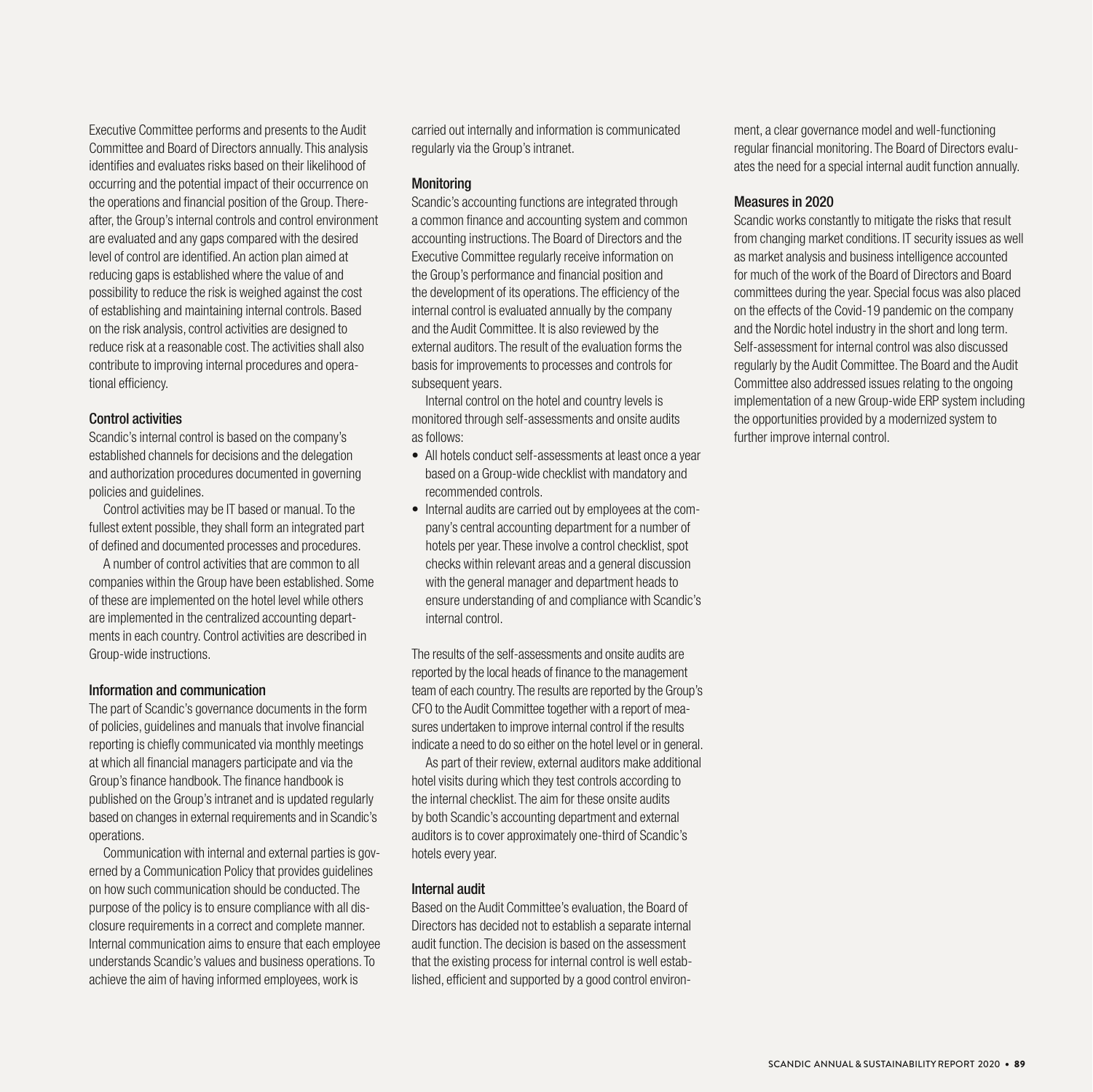Executive Committee performs and presents to the Audit Committee and Board of Directors annually. This analysis identifies and evaluates risks based on their likelihood of occurring and the potential impact of their occurrence on the operations and financial position of the Group. Thereafter, the Group's internal controls and control environment are evaluated and any gaps compared with the desired level of control are identified. An action plan aimed at reducing gaps is established where the value of and possibility to reduce the risk is weighed against the cost of establishing and maintaining internal controls. Based on the risk analysis, control activities are designed to reduce risk at a reasonable cost. The activities shall also contribute to improving internal procedures and operational efficiency.

### Control activities

Scandic's internal control is based on the company's established channels for decisions and the delegation and authorization procedures documented in governing policies and guidelines.

Control activities may be IT based or manual. To the fullest extent possible, they shall form an integrated part of defined and documented processes and procedures.

A number of control activities that are common to all companies within the Group have been established. Some of these are implemented on the hotel level while others are implemented in the centralized accounting departments in each country. Control activities are described in Group-wide instructions.

### Information and communication

The part of Scandic's governance documents in the form of policies, guidelines and manuals that involve financial reporting is chiefly communicated via monthly meetings at which all financial managers participate and via the Group's finance handbook. The finance handbook is published on the Group's intranet and is updated regularly based on changes in external requirements and in Scandic's operations.

Communication with internal and external parties is governed by a Communication Policy that provides guidelines on how such communication should be conducted. The purpose of the policy is to ensure compliance with all disclosure requirements in a correct and complete manner. Internal communication aims to ensure that each employee understands Scandic's values and business operations. To achieve the aim of having informed employees, work is carried out internally and information is communicated regularly via the Group's intranet.

### Monitoring

Scandic's accounting functions are integrated through a common finance and accounting system and common accounting instructions. The Board of Directors and the Executive Committee regularly receive information on the Group's performance and financial position and the development of its operations. The efficiency of the internal control is evaluated annually by the company and the Audit Committee. It is also reviewed by the external auditors. The result of the evaluation forms the basis for improvements to processes and controls for subsequent years.

Internal control on the hotel and country levels is monitored through self-assessments and onsite audits as follows:

- All hotels conduct self-assessments at least once a year based on a Group-wide checklist with mandatory and recommended controls.
- Internal audits are carried out by employees at the company's central accounting department for a number of hotels per year. These involve a control checklist, spot checks within relevant areas and a general discussion with the general manager and department heads to ensure understanding of and compliance with Scandic's internal control.

The results of the self-assessments and onsite audits are reported by the local heads of finance to the management team of each country. The results are reported by the Group's CFO to the Audit Committee together with a report of measures undertaken to improve internal control if the results indicate a need to do so either on the hotel level or in general.

As part of their review, external auditors make additional hotel visits during which they test controls according to the internal checklist. The aim for these onsite audits by both Scandic's accounting department and external auditors is to cover approximately one-third of Scandic's hotels every year.

### Internal audit

Based on the Audit Committee's evaluation, the Board of Directors has decided not to establish a separate internal audit function. The decision is based on the assessment that the existing process for internal control is well established, efficient and supported by a good control environment, a clear governance model and well-functioning regular financial monitoring. The Board of Directors evaluates the need for a special internal audit function annually.

### Measures in 2020

Scandic works constantly to mitigate the risks that result from changing market conditions. IT security issues as well as market analysis and business intelligence accounted for much of the work of the Board of Directors and Board committees during the year. Special focus was also placed on the effects of the Covid-19 pandemic on the company and the Nordic hotel industry in the short and long term. Self-assessment for internal control was also discussed regularly by the Audit Committee. The Board and the Audit Committee also addressed issues relating to the ongoing implementation of a new Group-wide ERP system including the opportunities provided by a modernized system to further improve internal control.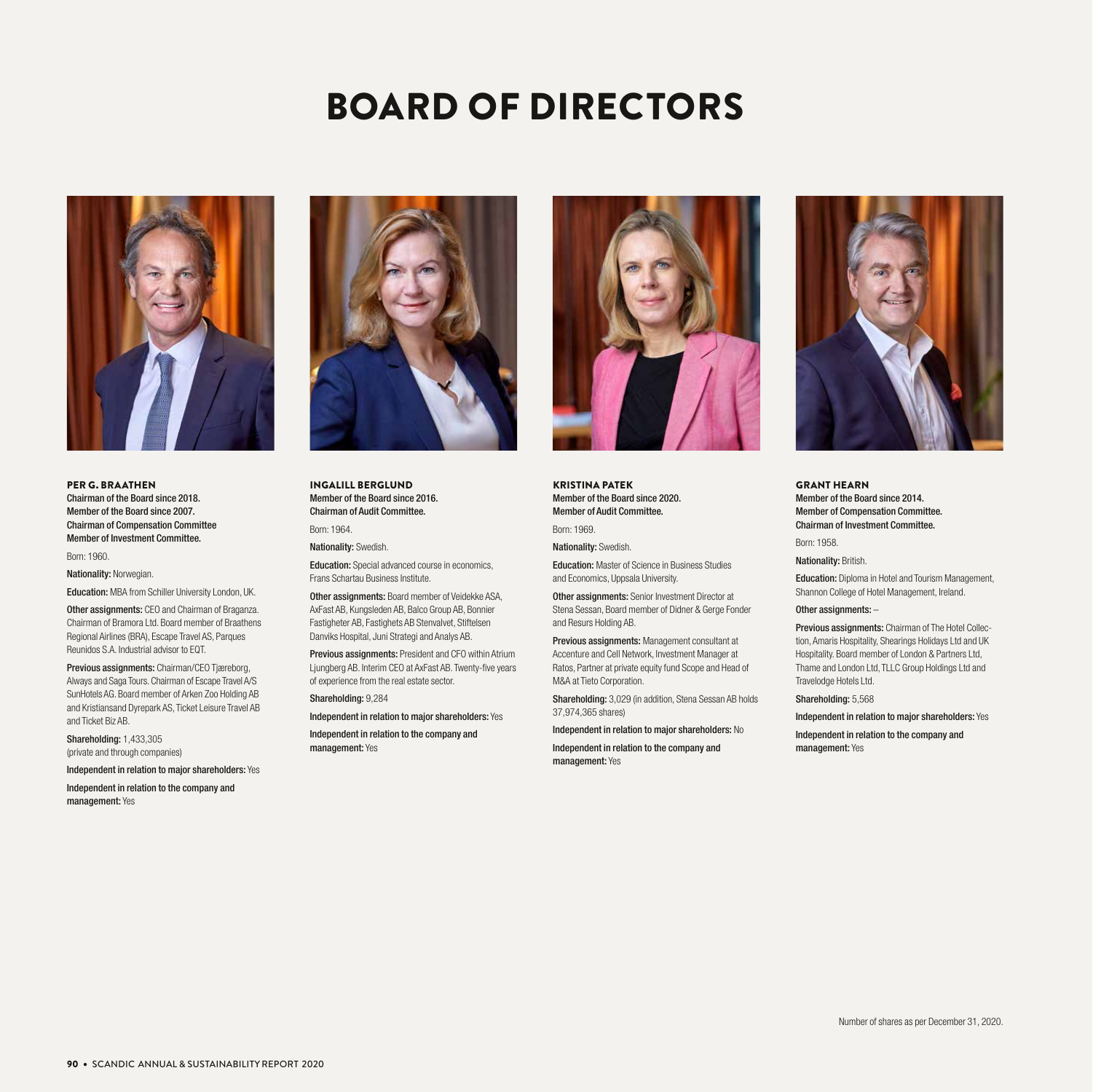# BOARD OF DIRECTORS

### PER G. BRAATHEN

**Chairman of the Board since 2018.**
**Member of the Board since 2007.**
**Chairman of Compensation Committee**
**Member of Investment Committee.**

Born: 1960.

**Nationality:** Norwegian.

**Education:** MBA from Schiller University London, UK.

**Other assignments:** CEO and Chairman of Braganza. Chairman of Bramora Ltd. Board member of Braathens Regional Airlines (BRA), Escape Travel AS, Parques Reunidos S.A. Industrial advisor to EQT.

**Previous assignments:** Chairman/CEO Tjæreborg, Always and Saga Tours. Chairman of Escape Travel A/S SunHotels AG. Board member of Arken Zoo Holding AB and Kristiansand Dyrepark AS, Ticket Leisure Travel AB and Ticket Biz AB.

**Shareholding:** 1,433,305 (private and through companies)

**Independent in relation to major shareholders:** Yes

**Independent in relation to the company and management:** Yes

### INGALILL BERGLUND

**Member of the Board since 2016.**
**Chairman of Audit Committee.**

Born: 1964.

**Nationality:** Swedish.

**Education:** Special advanced course in economics, Frans Schartau Business Institute.

**Other assignments:** Board member of Veidekke ASA, AxFast AB, Kungsleden AB, Balco Group AB, Bonnier Fastigheter AB, Fastighets AB Stenvalvet, Stiftelsen Danviks Hospital, Juni Strategi and Analys AB.

**Previous assignments:** President and CFO within Atrium Ljungberg AB. Interim CEO at AxFast AB. Twenty-five years of experience from the real estate sector.

**Shareholding:** 9,284

**Independent in relation to major shareholders:** Yes

**Independent in relation to the company and management:** Yes

### KRISTINA PATEK

**Member of the Board since 2020.**
**Member of Audit Committee.**

Born: 1969.

**Nationality:** Swedish.

**Education:** Master of Science in Business Studies and Economics, Uppsala University.

**Other assignments:** Senior Investment Director at Stena Sessan, Board member of Didner & Gerge Fonder and Resurs Holding AB.

**Previous assignments:** Management consultant at Accenture and Cell Network, Investment Manager at Ratos, Partner at private equity fund Scope and Head of M&A at Tieto Corporation.

**Shareholding:** 3,029 (in addition, Stena Sessan AB holds 37,974,365 shares)

**Independent in relation to major shareholders:** No

**Independent in relation to the company and management:** Yes

### GRANT HEARN

**Member of the Board since 2014.**
**Member of Compensation Committee.**
**Chairman of Investment Committee.**

Born: 1958.

**Nationality:** British.

**Education:** Diploma in Hotel and Tourism Management, Shannon College of Hotel Management, Ireland.

**Other assignments:** –

**Previous assignments:** Chairman of The Hotel Collection, Amaris Hospitality, Shearings Holidays Ltd and UK Hospitality. Board member of London & Partners Ltd, Thame and London Ltd, TLLC Group Holdings Ltd and Travelodge Hotels Ltd.

**Shareholding:** 5,568

**Independent in relation to major shareholders:** Yes

**Independent in relation to the company and management:** Yes

Number of shares as per December 31, 2020.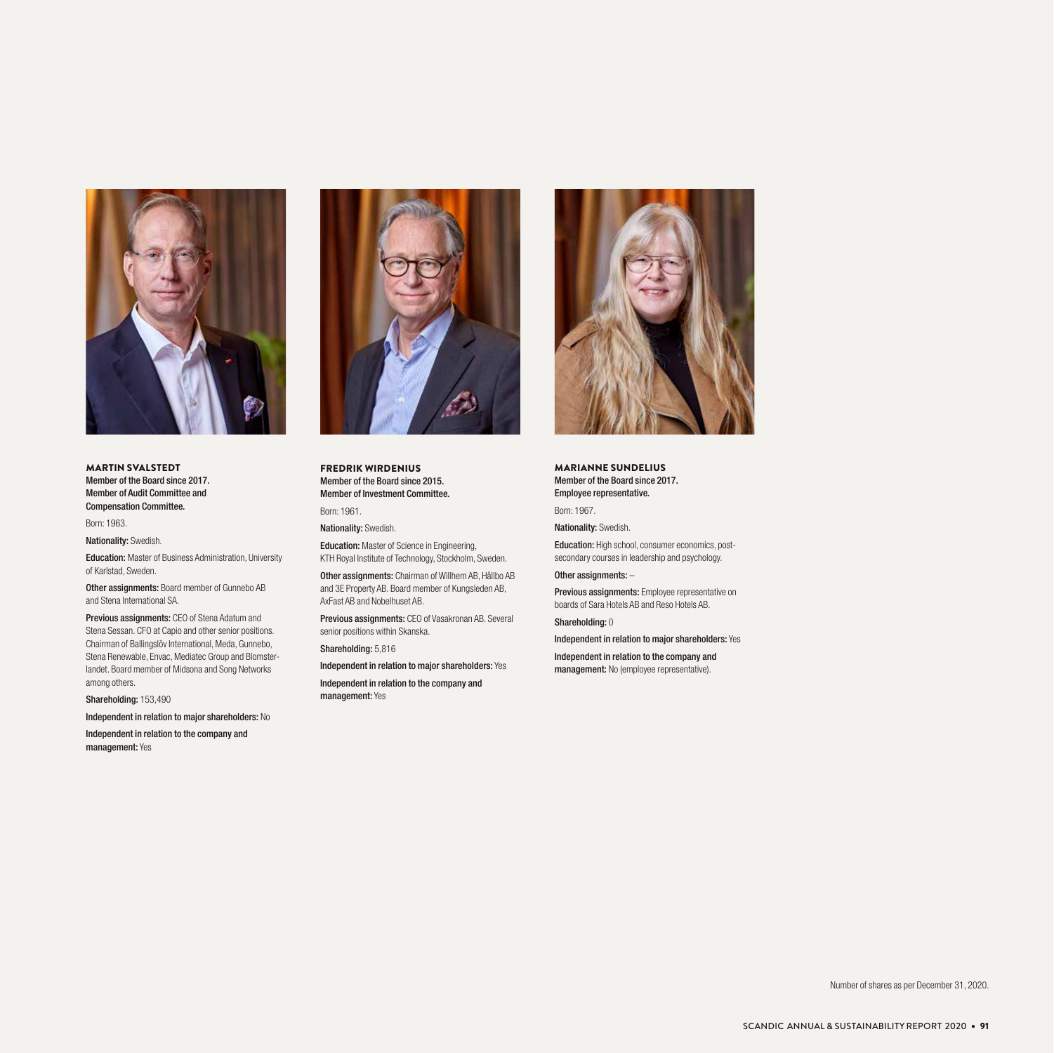### MARTIN SVALSTEDT

**Member of the Board since 2017.**
**Member of Audit Committee and Compensation Committee.**

Born: 1963.

**Nationality:** Swedish.

**Education:** Master of Business Administration, University of Karlstad, Sweden.

**Other assignments:** Board member of Gunnebo AB and Stena International SA.

**Previous assignments:** CEO of Stena Adatum and Stena Sessan. CFO at Capio and other senior positions. Chairman of Ballingslöv International, Meda, Gunnebo, Stena Renewable, Envac, Mediatec Group and Blomsterlandet. Board member of Midsona and Song Networks among others.

**Shareholding:** 153,490

**Independent in relation to major shareholders:** No

**Independent in relation to the company and management:** Yes

### FREDRIK WIRDENIUS

**Member of the Board since 2015.**
**Member of Investment Committee.**

Born: 1961.

**Nationality:** Swedish.

**Education:** Master of Science in Engineering, KTH Royal Institute of Technology, Stockholm, Sweden.

**Other assignments:** Chairman of Willhem AB, Hållbo AB and 3E Property AB. Board member of Kungsleden AB, AxFast AB and Nobelhuset AB.

**Previous assignments:** CEO of Vasakronan AB. Several senior positions within Skanska.

**Shareholding:** 5,816

**Independent in relation to major shareholders:** Yes

**Independent in relation to the company and management:** Yes

### MARIANNE SUNDELIUS

**Member of the Board since 2017.**
**Employee representative.**

Born: 1967.

**Nationality:** Swedish.

**Education:** High school, consumer economics, post-secondary courses in leadership and psychology.

**Other assignments:** –

**Previous assignments:** Employee representative on boards of Sara Hotels AB and Reso Hotels AB.

**Shareholding:** 0

**Independent in relation to major shareholders:** Yes

**Independent in relation to the company and management:** No (employee representative).

Number of shares as per December 31, 2020.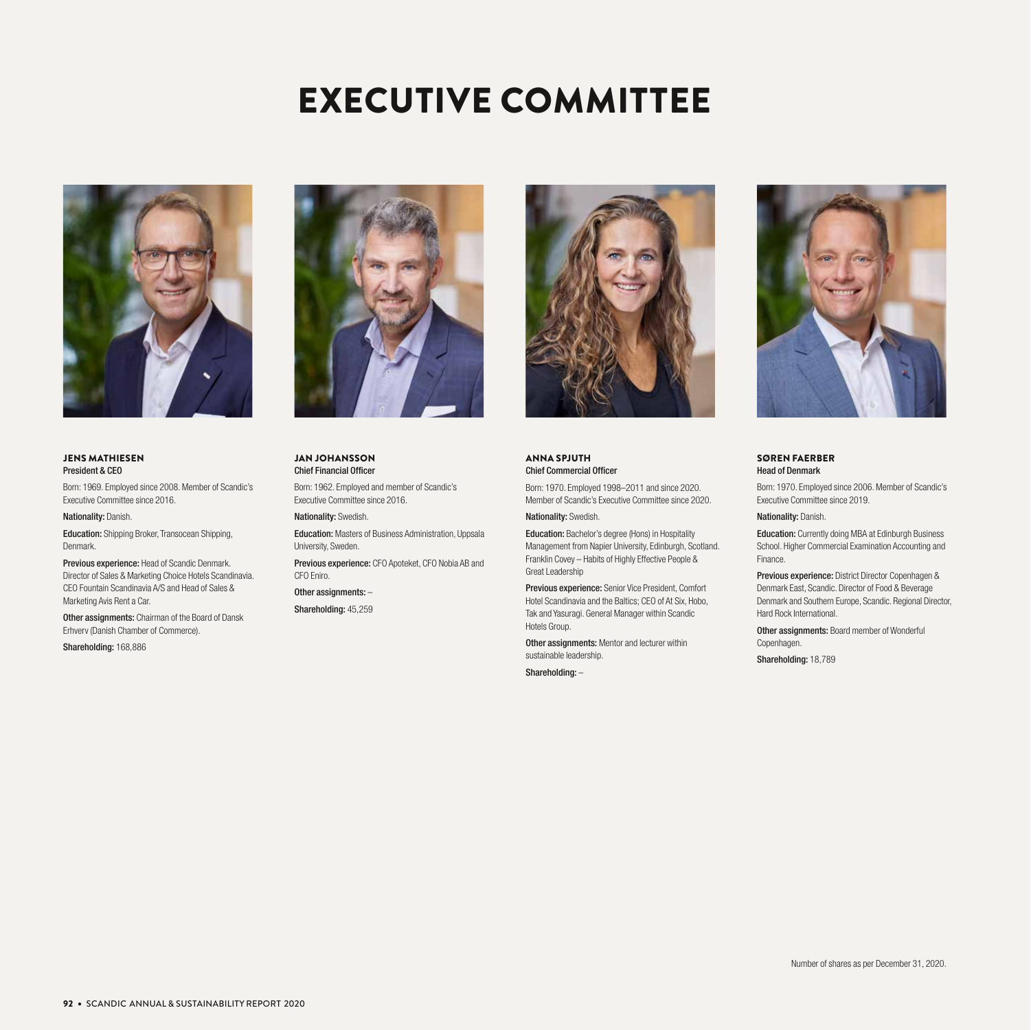# EXECUTIVE COMMITTEE

### JENS MATHIESEN
**President & CEO**

Born: 1969. Employed since 2008. Member of Scandic's Executive Committee since 2016.

**Nationality:** Danish.

**Education:** Shipping Broker, Transocean Shipping, Denmark.

**Previous experience:** Head of Scandic Denmark. Director of Sales & Marketing Choice Hotels Scandinavia. CEO Fountain Scandinavia A/S and Head of Sales & Marketing Avis Rent a Car.

**Other assignments:** Chairman of the Board of Dansk Erhverv (Danish Chamber of Commerce).

**Shareholding:** 168,886

### JAN JOHANSSON
**Chief Financial Officer**

Born: 1962. Employed and member of Scandic's Executive Committee since 2016.

**Nationality:** Swedish.

**Education:** Masters of Business Administration, Uppsala University, Sweden.

**Previous experience:** CFO Apoteket, CFO Nobia AB and CFO Eniro.

**Other assignments:** –

**Shareholding:** 45,259

### ANNA SPJUTH
**Chief Commercial Officer**

Born: 1970. Employed 1998–2011 and since 2020. Member of Scandic's Executive Committee since 2020.

**Nationality:** Swedish.

**Education:** Bachelor's degree (Hons) in Hospitality Management from Napier University, Edinburgh, Scotland. Franklin Covey – Habits of Highly Effective People & Great Leadership

**Previous experience:** Senior Vice President, Comfort Hotel Scandinavia and the Baltics; CEO of At Six, Hobo, Tak and Yasuragi. General Manager within Scandic Hotels Group.

**Other assignments:** Mentor and lecturer within sustainable leadership.

**Shareholding:** –

### SØREN FAERBER
**Head of Denmark**

Born: 1970. Employed since 2006. Member of Scandic's Executive Committee since 2019.

**Nationality:** Danish.

**Education:** Currently doing MBA at Edinburgh Business School. Higher Commercial Examination Accounting and Finance.

**Previous experience:** District Director Copenhagen & Denmark East, Scandic. Director of Food & Beverage Denmark and Southern Europe, Scandic. Regional Director, Hard Rock International.

**Other assignments:** Board member of Wonderful Copenhagen.

**Shareholding:** 18,789

Number of shares as per December 31, 2020.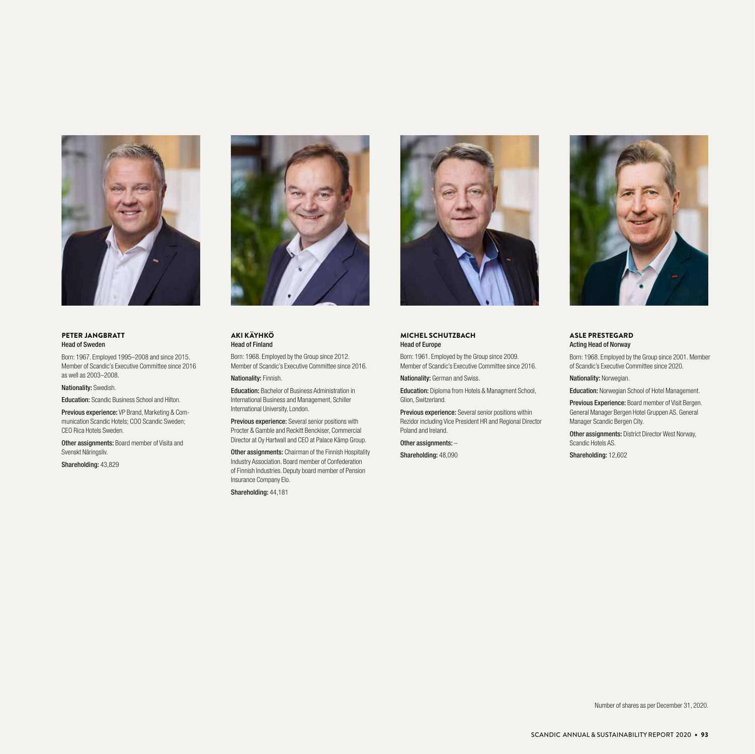### PETER JANGBRATT
**Head of Sweden**

Born: 1967. Employed 1995–2008 and since 2015. Member of Scandic's Executive Committee since 2016 as well as 2003–2008.

**Nationality:** Swedish.

**Education:** Scandic Business School and Hilton.

**Previous experience:** VP Brand, Marketing & Communication Scandic Hotels; COO Scandic Sweden; CEO Rica Hotels Sweden.

**Other assignments:** Board member of Visita and Svenskt Näringsliv.

**Shareholding:** 43,829

### AKI KÄYHKÖ
**Head of Finland**

Born: 1968. Employed by the Group since 2012. Member of Scandic's Executive Committee since 2016.

**Nationality:** Finnish.

**Education:** Bachelor of Business Administration in International Business and Management, Schiller International University, London.

**Previous experience:** Several senior positions with Procter & Gamble and Reckitt Benckiser, Commercial Director at Oy Hartwall and CEO at Palace Kämp Group.

**Other assignments:** Chairman of the Finnish Hospitality Industry Association. Board member of Confederation of Finnish Industries. Deputy board member of Pension Insurance Company Elo.

**Shareholding:** 44,181

### MICHEL SCHUTZBACH
**Head of Europe**

Born: 1961. Employed by the Group since 2009. Member of Scandic's Executive Committee since 2016.

**Nationality:** German and Swiss.

**Education:** Diploma from Hotels & Managment School, Glion, Switzerland.

**Previous experience:** Several senior positions within Rezidor including Vice President HR and Regional Director Poland and Ireland.

**Other assignments:** –

**Shareholding:** 48,090

### ASLE PRESTEGARD
**Acting Head of Norway**

Born: 1968. Employed by the Group since 2001. Member of Scandic's Executive Committee since 2020.

**Nationality:** Norwegian.

**Education:** Norwegian School of Hotel Management.

**Previous Experience:** Board member of Visit Bergen. General Manager Bergen Hotel Gruppen AS. General Manager Scandic Bergen City.

**Other assignments:** District Director West Norway, Scandic Hotels AS.

**Shareholding:** 12,602

Number of shares as per December 31, 2020.